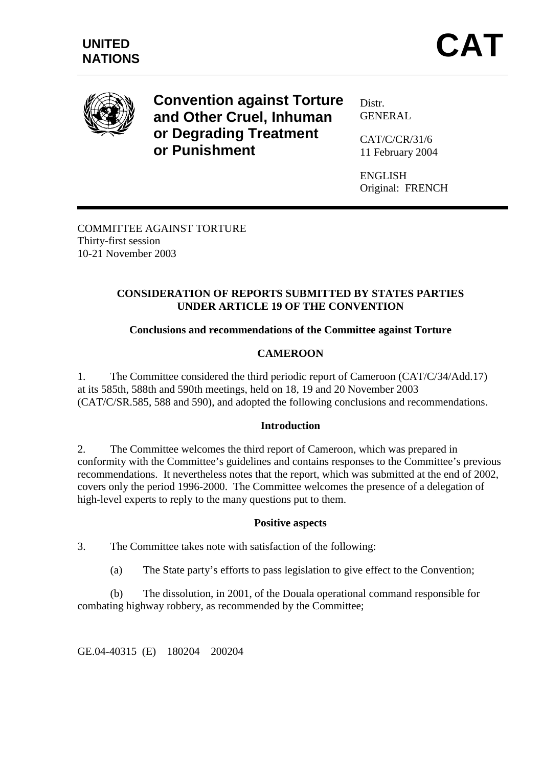UNITED NATIONS

# CAT

**Convention against Torture and Other Cruel, Inhuman or Degrading Treatment or Punishment**

Distr.
GENERAL

CAT/C/CR/31/6
11 February 2004

ENGLISH
Original: FRENCH

COMMITTEE AGAINST TORTURE
Thirty-first session
10-21 November 2003

## CONSIDERATION OF REPORTS SUBMITTED BY STATES PARTIES UNDER ARTICLE 19 OF THE CONVENTION

### Conclusions and recommendations of the Committee against Torture

### CAMEROON

1. The Committee considered the third periodic report of Cameroon (CAT/C/34/Add.17) at its 585th, 588th and 590th meetings, held on 18, 19 and 20 November 2003 (CAT/C/SR.585, 588 and 590), and adopted the following conclusions and recommendations.

### Introduction

2. The Committee welcomes the third report of Cameroon, which was prepared in conformity with the Committee's guidelines and contains responses to the Committee's previous recommendations. It nevertheless notes that the report, which was submitted at the end of 2002, covers only the period 1996-2000. The Committee welcomes the presence of a delegation of high-level experts to reply to the many questions put to them.

### Positive aspects

3. The Committee takes note with satisfaction of the following:

(a) The State party's efforts to pass legislation to give effect to the Convention;

(b) The dissolution, in 2001, of the Douala operational command responsible for combating highway robbery, as recommended by the Committee;

GE.04-40315 (E) 180204 200204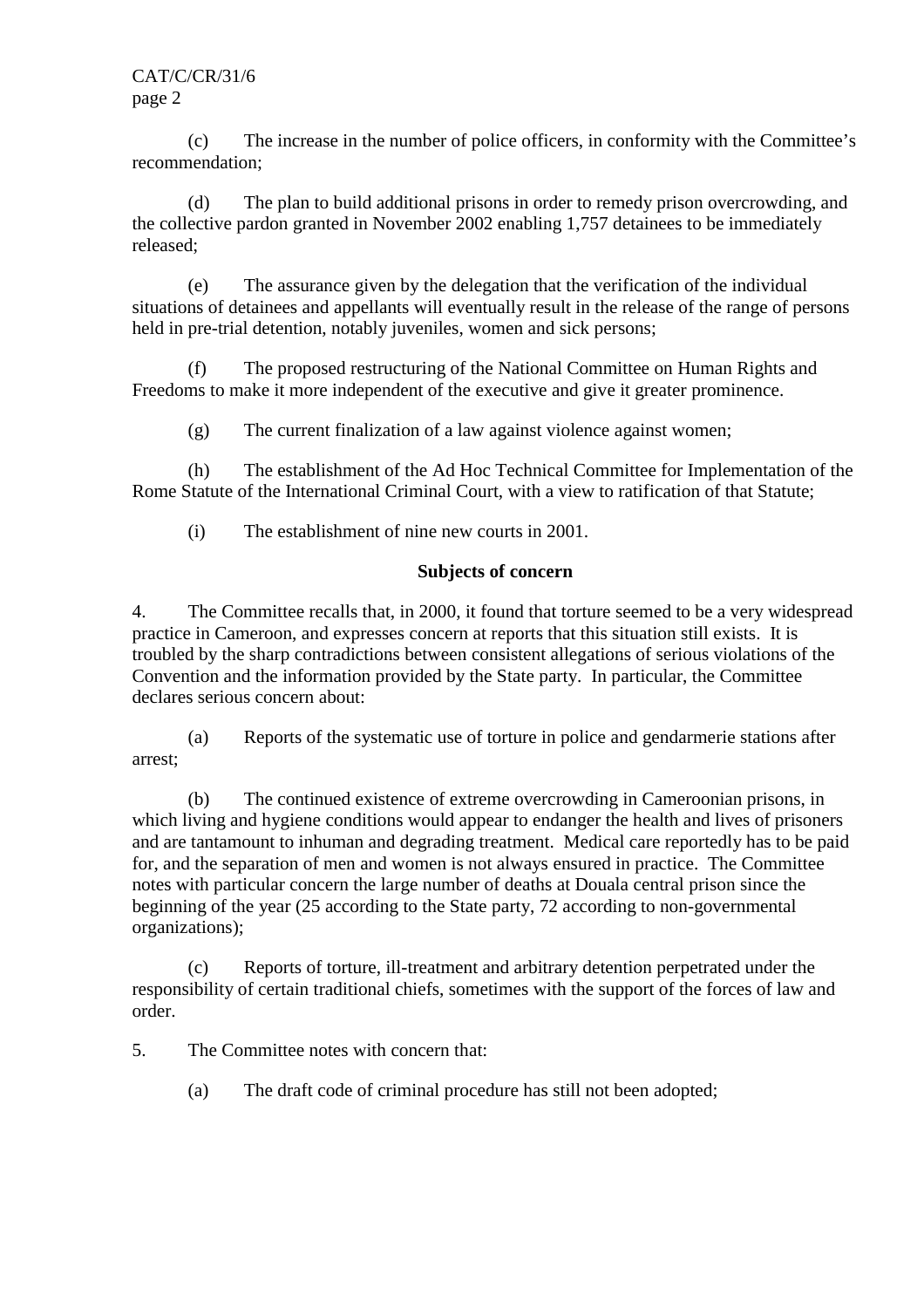(c) The increase in the number of police officers, in conformity with the Committee's recommendation;

(d) The plan to build additional prisons in order to remedy prison overcrowding, and the collective pardon granted in November 2002 enabling 1,757 detainees to be immediately released;

(e) The assurance given by the delegation that the verification of the individual situations of detainees and appellants will eventually result in the release of the range of persons held in pre-trial detention, notably juveniles, women and sick persons;

(f) The proposed restructuring of the National Committee on Human Rights and Freedoms to make it more independent of the executive and give it greater prominence.

(g) The current finalization of a law against violence against women;

(h) The establishment of the Ad Hoc Technical Committee for Implementation of the Rome Statute of the International Criminal Court, with a view to ratification of that Statute;

(i) The establishment of nine new courts in 2001.

**Subjects of concern**

4. The Committee recalls that, in 2000, it found that torture seemed to be a very widespread practice in Cameroon, and expresses concern at reports that this situation still exists. It is troubled by the sharp contradictions between consistent allegations of serious violations of the Convention and the information provided by the State party. In particular, the Committee declares serious concern about:

(a) Reports of the systematic use of torture in police and gendarmerie stations after arrest;

(b) The continued existence of extreme overcrowding in Cameroonian prisons, in which living and hygiene conditions would appear to endanger the health and lives of prisoners and are tantamount to inhuman and degrading treatment. Medical care reportedly has to be paid for, and the separation of men and women is not always ensured in practice. The Committee notes with particular concern the large number of deaths at Douala central prison since the beginning of the year (25 according to the State party, 72 according to non-governmental organizations);

(c) Reports of torture, ill-treatment and arbitrary detention perpetrated under the responsibility of certain traditional chiefs, sometimes with the support of the forces of law and order.

5. The Committee notes with concern that:

(a) The draft code of criminal procedure has still not been adopted;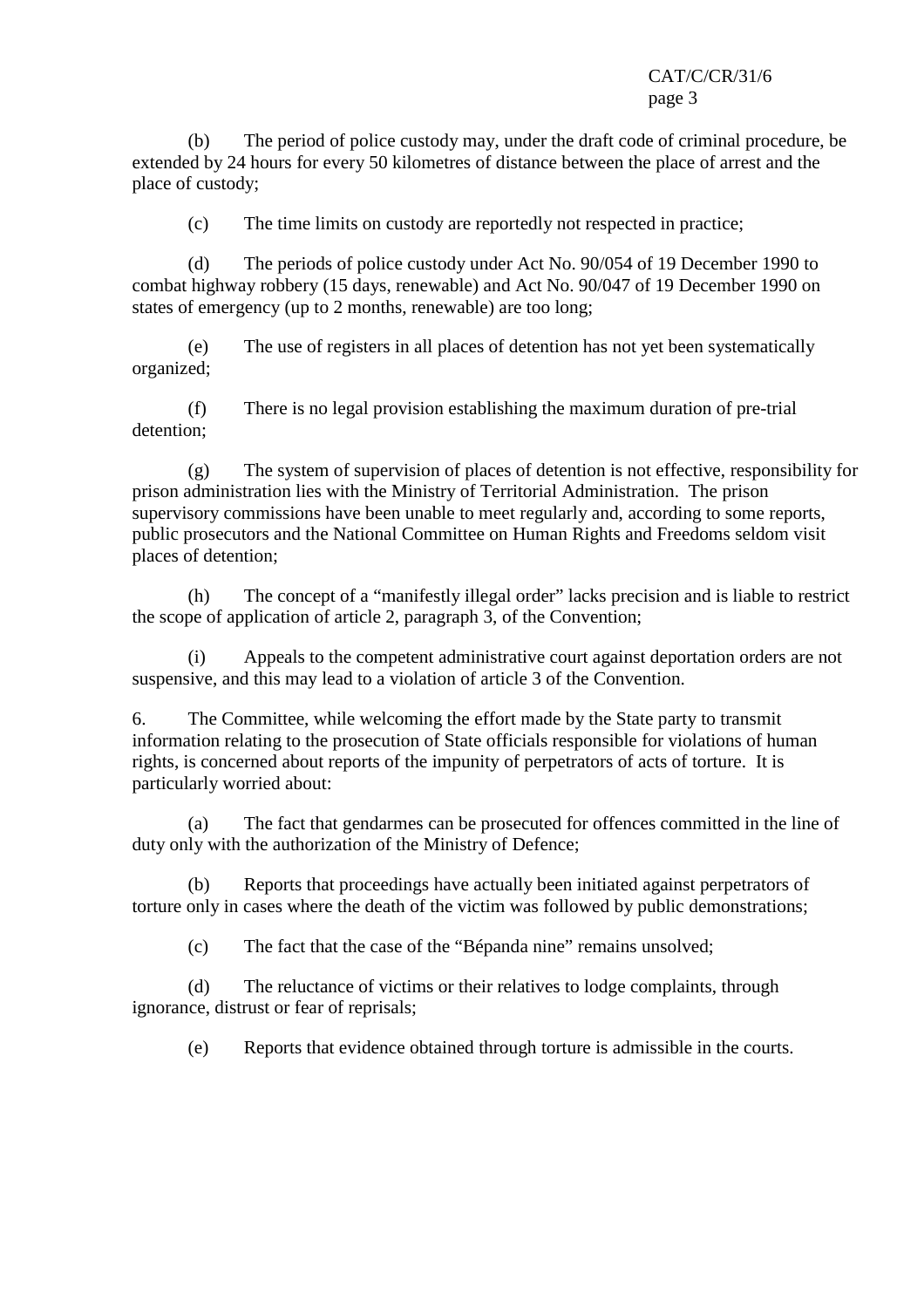(b) The period of police custody may, under the draft code of criminal procedure, be extended by 24 hours for every 50 kilometres of distance between the place of arrest and the place of custody;

(c) The time limits on custody are reportedly not respected in practice;

(d) The periods of police custody under Act No. 90/054 of 19 December 1990 to combat highway robbery (15 days, renewable) and Act No. 90/047 of 19 December 1990 on states of emergency (up to 2 months, renewable) are too long;

(e) The use of registers in all places of detention has not yet been systematically organized;

(f) There is no legal provision establishing the maximum duration of pre-trial detention;

(g) The system of supervision of places of detention is not effective, responsibility for prison administration lies with the Ministry of Territorial Administration. The prison supervisory commissions have been unable to meet regularly and, according to some reports, public prosecutors and the National Committee on Human Rights and Freedoms seldom visit places of detention;

(h) The concept of a “manifestly illegal order” lacks precision and is liable to restrict the scope of application of article 2, paragraph 3, of the Convention;

(i) Appeals to the competent administrative court against deportation orders are not suspensive, and this may lead to a violation of article 3 of the Convention.

6. The Committee, while welcoming the effort made by the State party to transmit information relating to the prosecution of State officials responsible for violations of human rights, is concerned about reports of the impunity of perpetrators of acts of torture. It is particularly worried about:

(a) The fact that gendarmes can be prosecuted for offences committed in the line of duty only with the authorization of the Ministry of Defence;

(b) Reports that proceedings have actually been initiated against perpetrators of torture only in cases where the death of the victim was followed by public demonstrations;

(c) The fact that the case of the “Bépanda nine” remains unsolved;

(d) The reluctance of victims or their relatives to lodge complaints, through ignorance, distrust or fear of reprisals;

(e) Reports that evidence obtained through torture is admissible in the courts.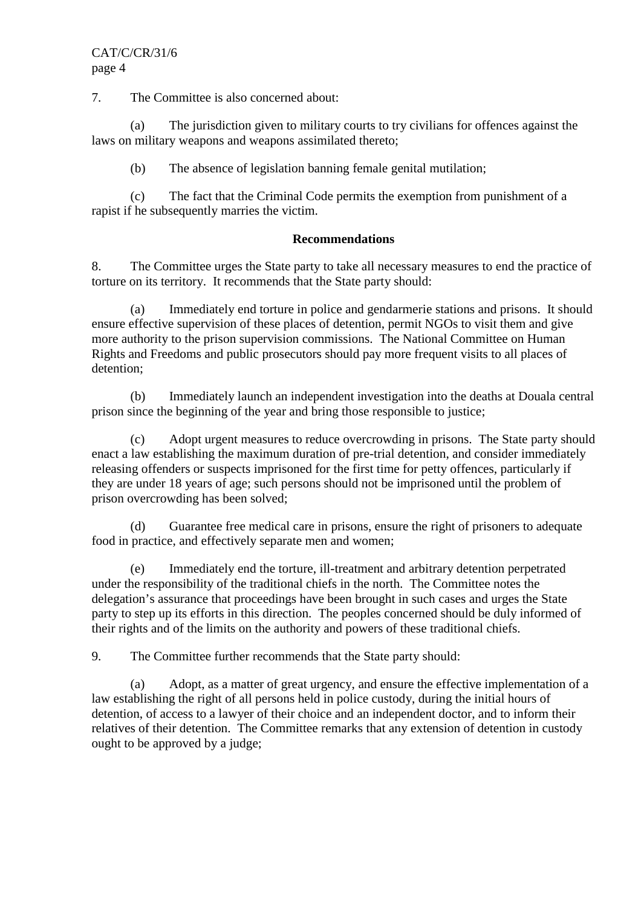7. The Committee is also concerned about:

(a) The jurisdiction given to military courts to try civilians for offences against the laws on military weapons and weapons assimilated thereto;

(b) The absence of legislation banning female genital mutilation;

(c) The fact that the Criminal Code permits the exemption from punishment of a rapist if he subsequently marries the victim.

**Recommendations**

8. The Committee urges the State party to take all necessary measures to end the practice of torture on its territory. It recommends that the State party should:

(a) Immediately end torture in police and gendarmerie stations and prisons. It should ensure effective supervision of these places of detention, permit NGOs to visit them and give more authority to the prison supervision commissions. The National Committee on Human Rights and Freedoms and public prosecutors should pay more frequent visits to all places of detention;

(b) Immediately launch an independent investigation into the deaths at Douala central prison since the beginning of the year and bring those responsible to justice;

(c) Adopt urgent measures to reduce overcrowding in prisons. The State party should enact a law establishing the maximum duration of pre-trial detention, and consider immediately releasing offenders or suspects imprisoned for the first time for petty offences, particularly if they are under 18 years of age; such persons should not be imprisoned until the problem of prison overcrowding has been solved;

(d) Guarantee free medical care in prisons, ensure the right of prisoners to adequate food in practice, and effectively separate men and women;

(e) Immediately end the torture, ill-treatment and arbitrary detention perpetrated under the responsibility of the traditional chiefs in the north. The Committee notes the delegation's assurance that proceedings have been brought in such cases and urges the State party to step up its efforts in this direction. The peoples concerned should be duly informed of their rights and of the limits on the authority and powers of these traditional chiefs.

9. The Committee further recommends that the State party should:

(a) Adopt, as a matter of great urgency, and ensure the effective implementation of a law establishing the right of all persons held in police custody, during the initial hours of detention, of access to a lawyer of their choice and an independent doctor, and to inform their relatives of their detention. The Committee remarks that any extension of detention in custody ought to be approved by a judge;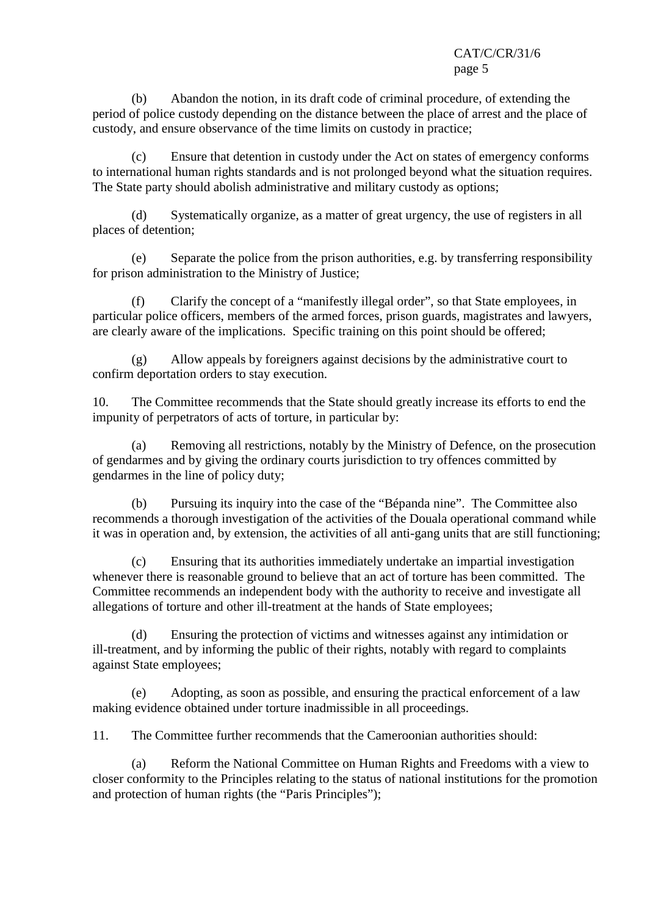(b) Abandon the notion, in its draft code of criminal procedure, of extending the period of police custody depending on the distance between the place of arrest and the place of custody, and ensure observance of the time limits on custody in practice;

(c) Ensure that detention in custody under the Act on states of emergency conforms to international human rights standards and is not prolonged beyond what the situation requires. The State party should abolish administrative and military custody as options;

(d) Systematically organize, as a matter of great urgency, the use of registers in all places of detention;

(e) Separate the police from the prison authorities, e.g. by transferring responsibility for prison administration to the Ministry of Justice;

(f) Clarify the concept of a “manifestly illegal order”, so that State employees, in particular police officers, members of the armed forces, prison guards, magistrates and lawyers, are clearly aware of the implications. Specific training on this point should be offered;

(g) Allow appeals by foreigners against decisions by the administrative court to confirm deportation orders to stay execution.

10. The Committee recommends that the State should greatly increase its efforts to end the impunity of perpetrators of acts of torture, in particular by:

(a) Removing all restrictions, notably by the Ministry of Defence, on the prosecution of gendarmes and by giving the ordinary courts jurisdiction to try offences committed by gendarmes in the line of policy duty;

(b) Pursuing its inquiry into the case of the “Bépanda nine”. The Committee also recommends a thorough investigation of the activities of the Douala operational command while it was in operation and, by extension, the activities of all anti-gang units that are still functioning;

(c) Ensuring that its authorities immediately undertake an impartial investigation whenever there is reasonable ground to believe that an act of torture has been committed. The Committee recommends an independent body with the authority to receive and investigate all allegations of torture and other ill-treatment at the hands of State employees;

(d) Ensuring the protection of victims and witnesses against any intimidation or ill-treatment, and by informing the public of their rights, notably with regard to complaints against State employees;

(e) Adopting, as soon as possible, and ensuring the practical enforcement of a law making evidence obtained under torture inadmissible in all proceedings.

11. The Committee further recommends that the Cameroonian authorities should:

(a) Reform the National Committee on Human Rights and Freedoms with a view to closer conformity to the Principles relating to the status of national institutions for the promotion and protection of human rights (the “Paris Principles”);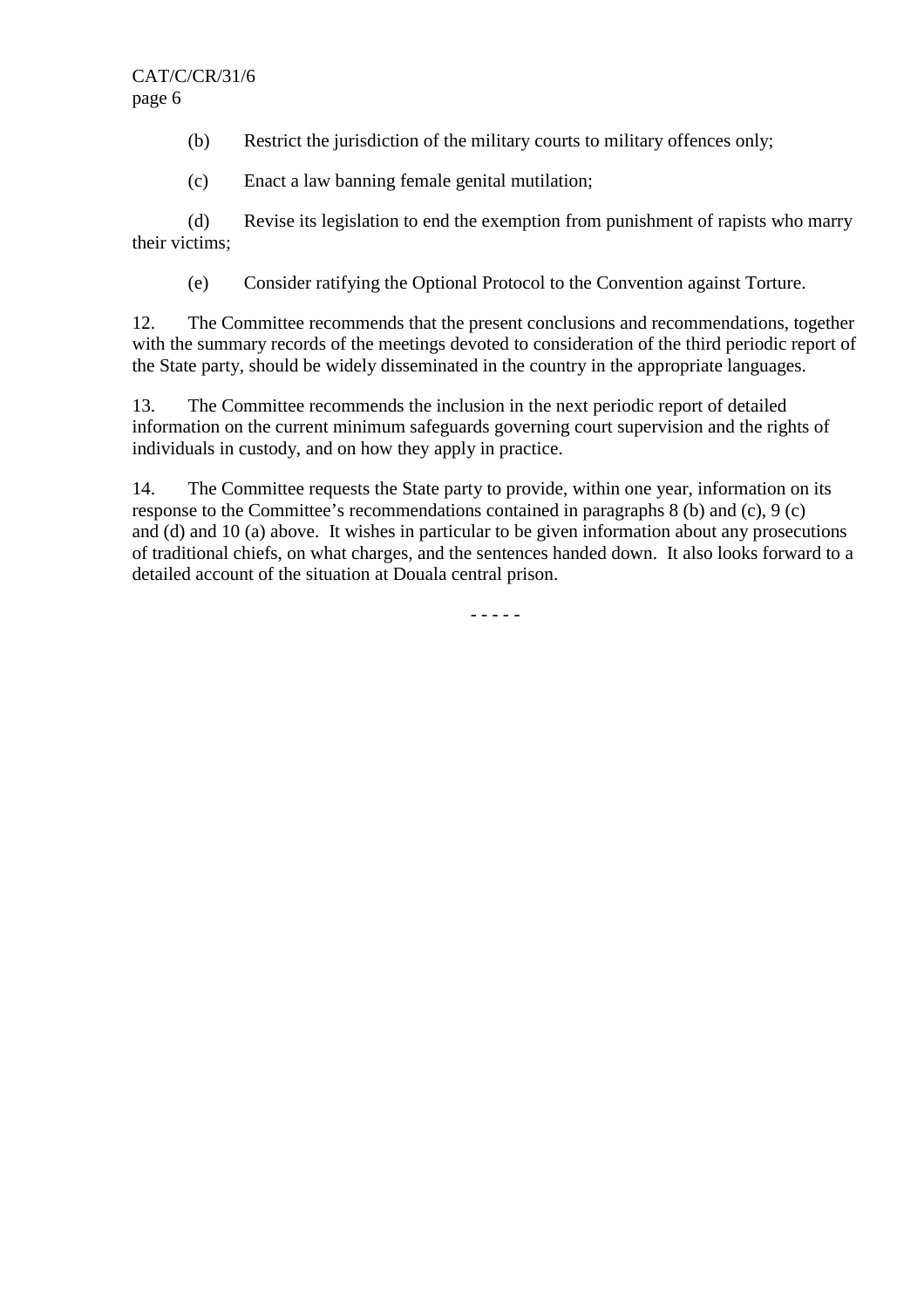(b) Restrict the jurisdiction of the military courts to military offences only;

(c) Enact a law banning female genital mutilation;

(d) Revise its legislation to end the exemption from punishment of rapists who marry their victims;

(e) Consider ratifying the Optional Protocol to the Convention against Torture.

12. The Committee recommends that the present conclusions and recommendations, together with the summary records of the meetings devoted to consideration of the third periodic report of the State party, should be widely disseminated in the country in the appropriate languages.

13. The Committee recommends the inclusion in the next periodic report of detailed information on the current minimum safeguards governing court supervision and the rights of individuals in custody, and on how they apply in practice.

14. The Committee requests the State party to provide, within one year, information on its response to the Committee's recommendations contained in paragraphs 8 (b) and (c), 9 (c) and (d) and 10 (a) above. It wishes in particular to be given information about any prosecutions of traditional chiefs, on what charges, and the sentences handed down. It also looks forward to a detailed account of the situation at Douala central prison.

- - - - -